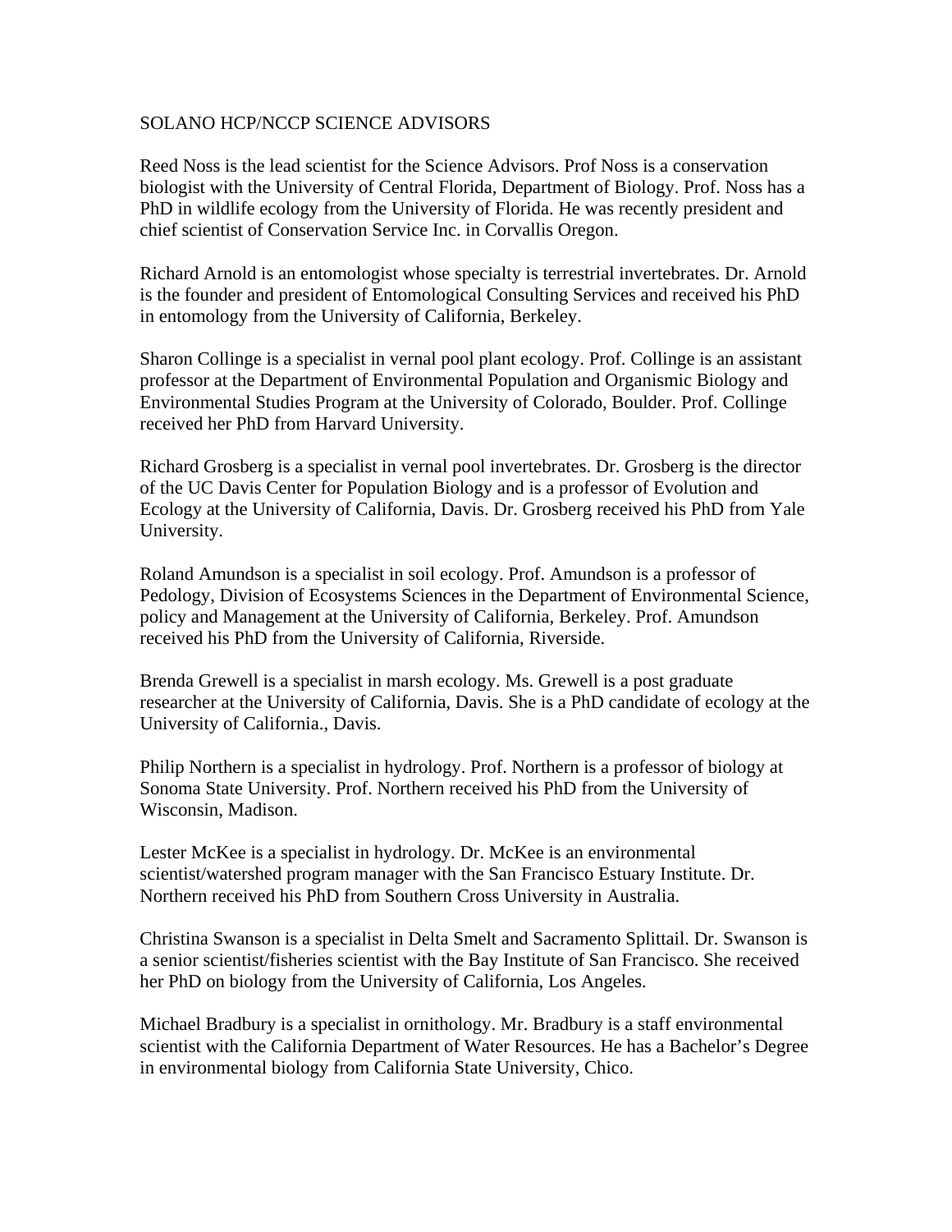SOLANO HCP/NCCP SCIENCE ADVISORS

Reed Noss is the lead scientist for the Science Advisors. Prof Noss is a conservation biologist with the University of Central Florida, Department of Biology. Prof. Noss has a PhD in wildlife ecology from the University of Florida. He was recently president and chief scientist of Conservation Service Inc. in Corvallis Oregon.

Richard Arnold is an entomologist whose specialty is terrestrial invertebrates. Dr. Arnold is the founder and president of Entomological Consulting Services and received his PhD in entomology from the University of California, Berkeley.

Sharon Collinge is a specialist in vernal pool plant ecology. Prof. Collinge is an assistant professor at the Department of Environmental Population and Organismic Biology and Environmental Studies Program at the University of Colorado, Boulder. Prof. Collinge received her PhD from Harvard University.

Richard Grosberg is a specialist in vernal pool invertebrates. Dr. Grosberg is the director of the UC Davis Center for Population Biology and is a professor of Evolution and Ecology at the University of California, Davis. Dr. Grosberg received his PhD from Yale University.

Roland Amundson is a specialist in soil ecology. Prof. Amundson is a professor of Pedology, Division of Ecosystems Sciences in the Department of Environmental Science, policy and Management at the University of California, Berkeley. Prof. Amundson received his PhD from the University of California, Riverside.

Brenda Grewell is a specialist in marsh ecology. Ms. Grewell is a post graduate researcher at the University of California, Davis. She is a PhD candidate of ecology at the University of California., Davis.

Philip Northern is a specialist in hydrology. Prof. Northern is a professor of biology at Sonoma State University. Prof. Northern received his PhD from the University of Wisconsin, Madison.

Lester McKee is a specialist in hydrology. Dr. McKee is an environmental scientist/watershed program manager with the San Francisco Estuary Institute. Dr. Northern received his PhD from Southern Cross University in Australia.

Christina Swanson is a specialist in Delta Smelt and Sacramento Splittail. Dr. Swanson is a senior scientist/fisheries scientist with the Bay Institute of San Francisco. She received her PhD on biology from the University of California, Los Angeles.

Michael Bradbury is a specialist in ornithology. Mr. Bradbury is a staff environmental scientist with the California Department of Water Resources. He has a Bachelor's Degree in environmental biology from California State University, Chico.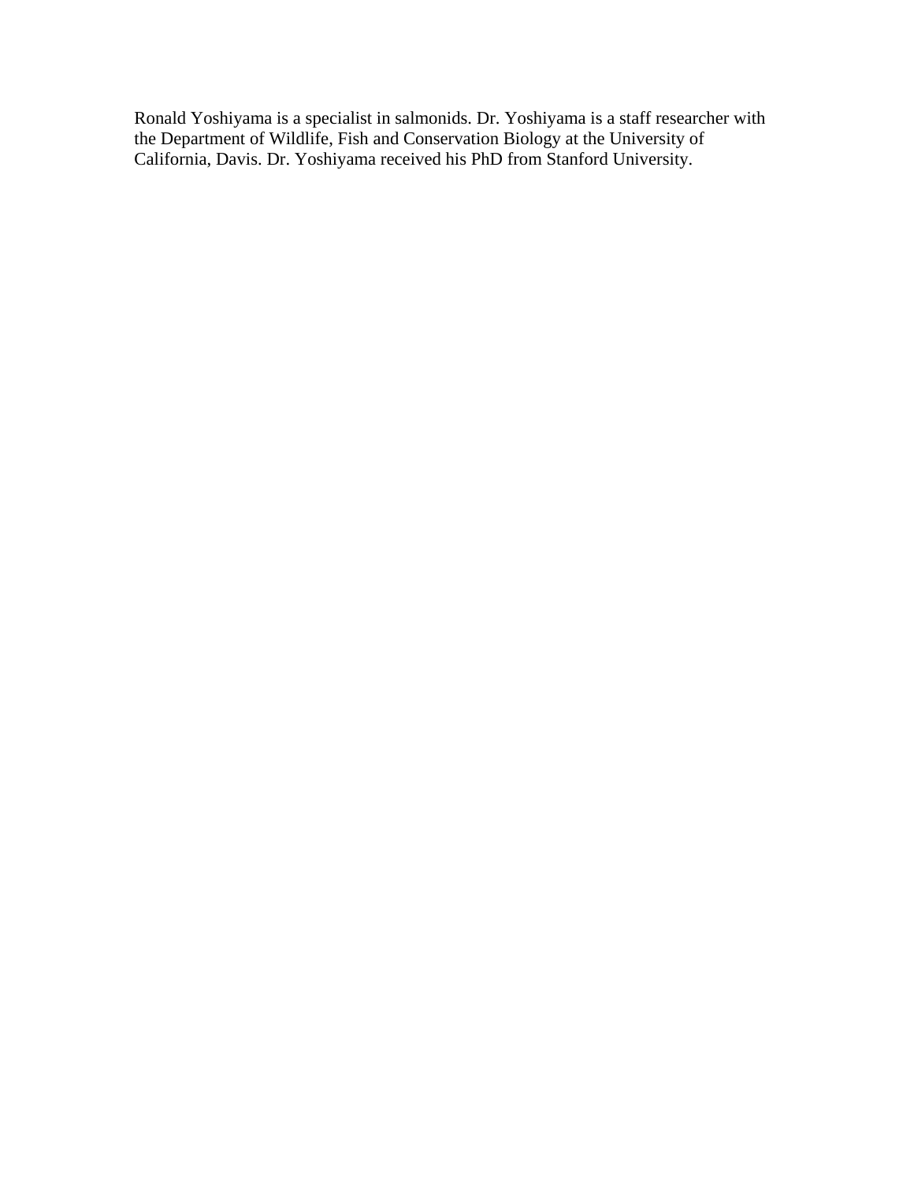Ronald Yoshiyama is a specialist in salmonids. Dr. Yoshiyama is a staff researcher with the Department of Wildlife, Fish and Conservation Biology at the University of California, Davis. Dr. Yoshiyama received his PhD from Stanford University.